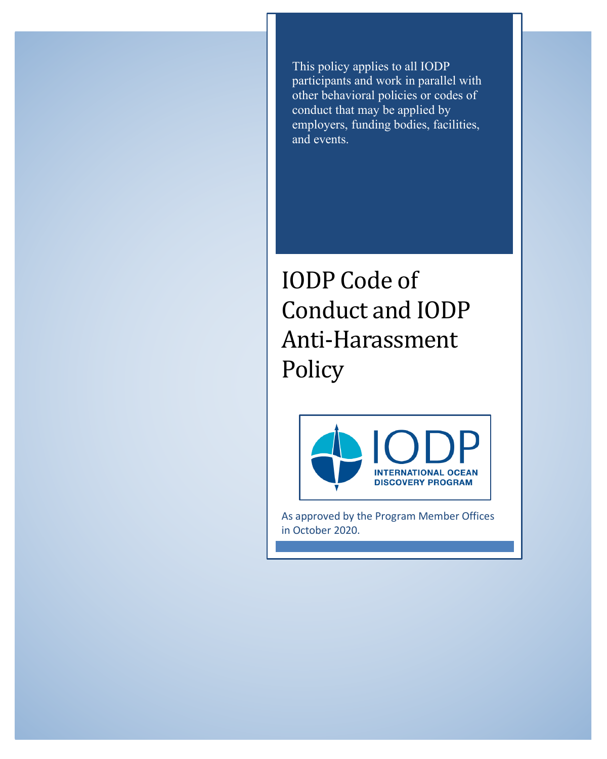This policy applies to all IODP participants and work in parallel with other behavioral policies or codes of conduct that may be applied by employers, funding bodies, facilities, and events.

# IODP Code of Conduct and IODP Anti-Harassment Policy

IODP
INTERNATIONAL OCEAN DISCOVERY PROGRAM

As approved by the Program Member Offices in October 2020.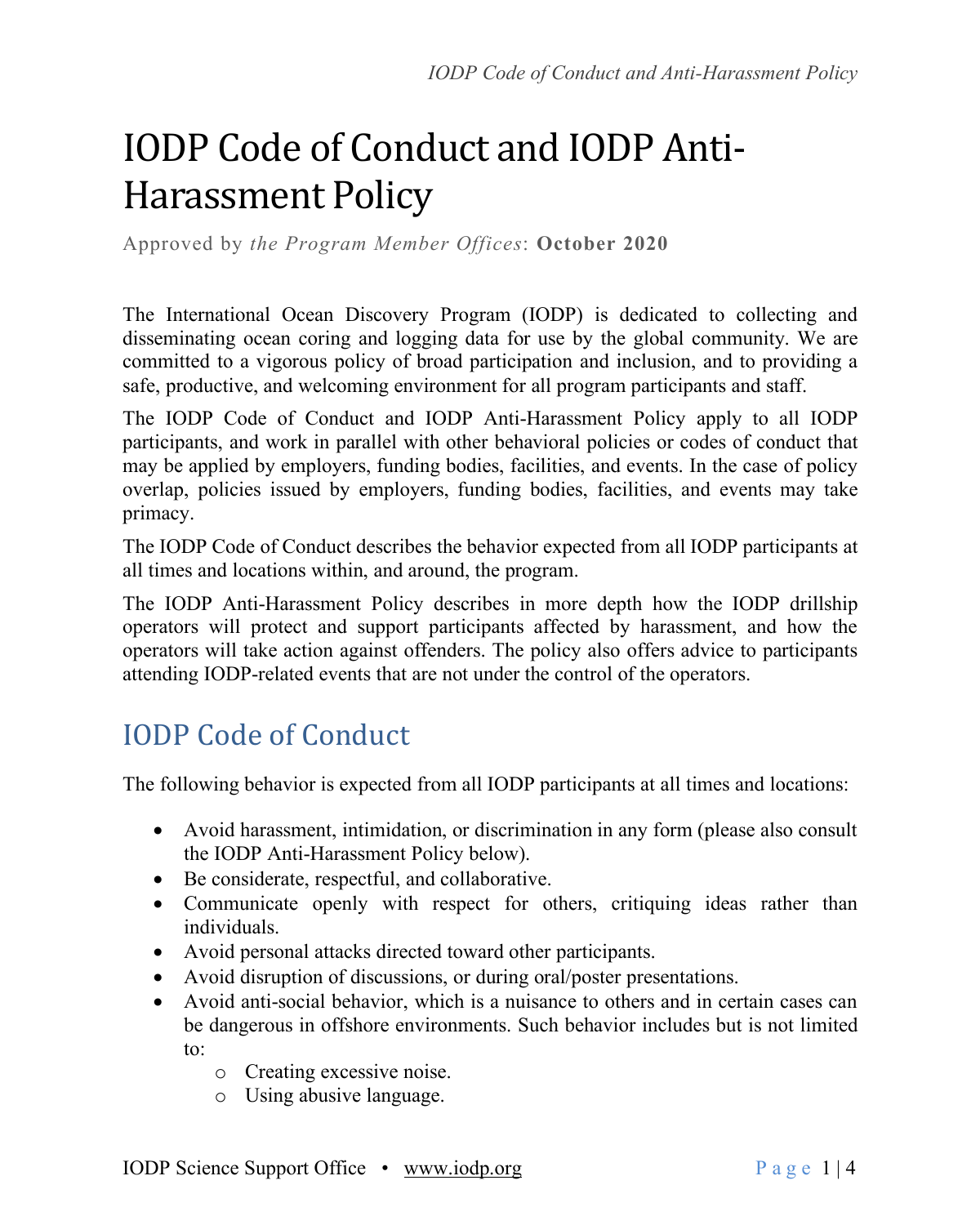# IODP Code of Conduct and IODP Anti-Harassment Policy

Approved by *the Program Member Offices*: **October 2020**

The International Ocean Discovery Program (IODP) is dedicated to collecting and disseminating ocean coring and logging data for use by the global community. We are committed to a vigorous policy of broad participation and inclusion, and to providing a safe, productive, and welcoming environment for all program participants and staff.

The IODP Code of Conduct and IODP Anti-Harassment Policy apply to all IODP participants, and work in parallel with other behavioral policies or codes of conduct that may be applied by employers, funding bodies, facilities, and events. In the case of policy overlap, policies issued by employers, funding bodies, facilities, and events may take primacy.

The IODP Code of Conduct describes the behavior expected from all IODP participants at all times and locations within, and around, the program.

The IODP Anti-Harassment Policy describes in more depth how the IODP drillship operators will protect and support participants affected by harassment, and how the operators will take action against offenders. The policy also offers advice to participants attending IODP-related events that are not under the control of the operators.

## IODP Code of Conduct

The following behavior is expected from all IODP participants at all times and locations:

- Avoid harassment, intimidation, or discrimination in any form (please also consult the IODP Anti-Harassment Policy below).
- Be considerate, respectful, and collaborative.
- Communicate openly with respect for others, critiquing ideas rather than individuals.
- Avoid personal attacks directed toward other participants.
- Avoid disruption of discussions, or during oral/poster presentations.
- Avoid anti-social behavior, which is a nuisance to others and in certain cases can be dangerous in offshore environments. Such behavior includes but is not limited to:
  - Creating excessive noise.
  - Using abusive language.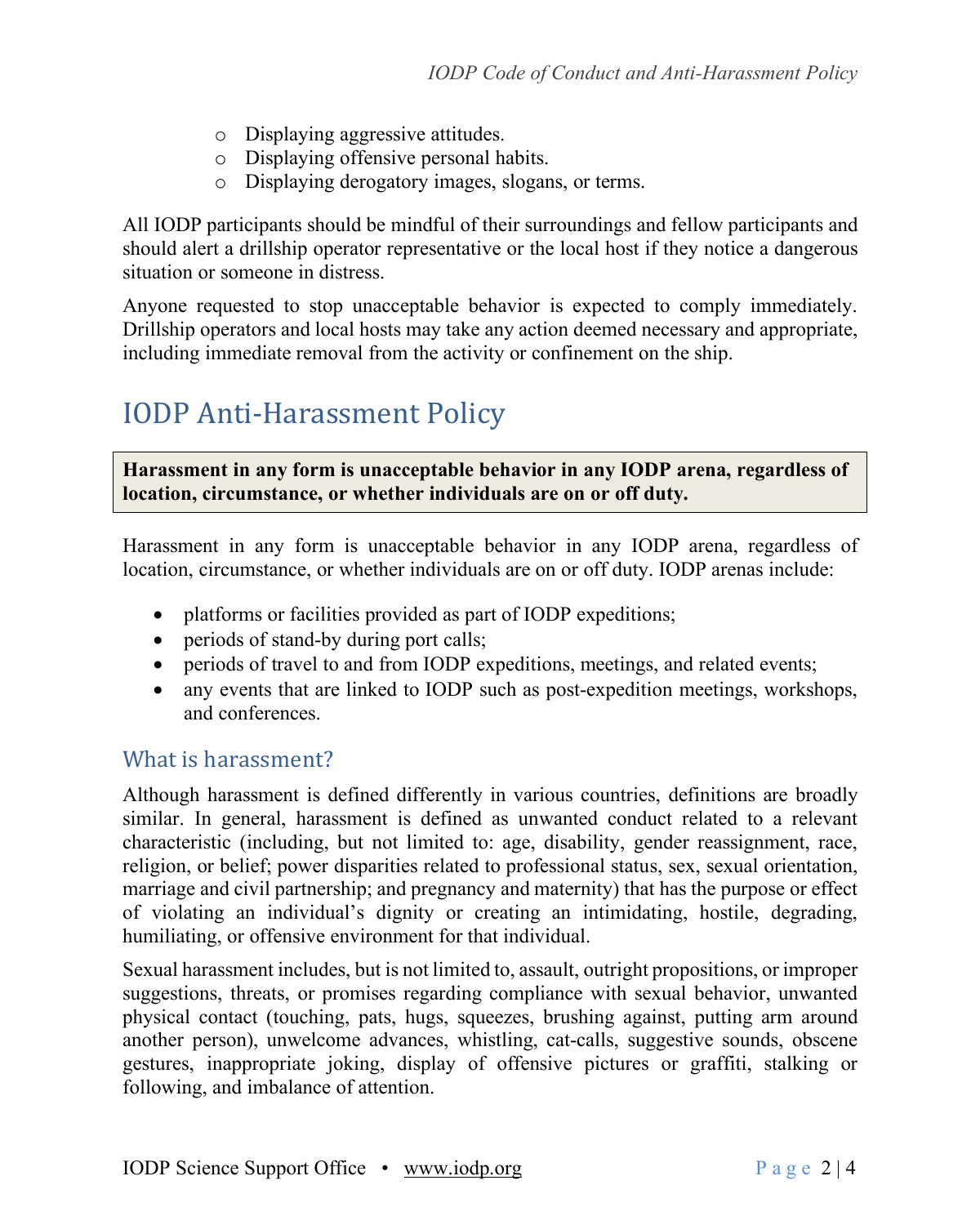- Displaying aggressive attitudes.
- Displaying offensive personal habits.
- Displaying derogatory images, slogans, or terms.

All IODP participants should be mindful of their surroundings and fellow participants and should alert a drillship operator representative or the local host if they notice a dangerous situation or someone in distress.

Anyone requested to stop unacceptable behavior is expected to comply immediately. Drillship operators and local hosts may take any action deemed necessary and appropriate, including immediate removal from the activity or confinement on the ship.

# IODP Anti-Harassment Policy

**Harassment in any form is unacceptable behavior in any IODP arena, regardless of location, circumstance, or whether individuals are on or off duty.**

Harassment in any form is unacceptable behavior in any IODP arena, regardless of location, circumstance, or whether individuals are on or off duty. IODP arenas include:

- platforms or facilities provided as part of IODP expeditions;
- periods of stand-by during port calls;
- periods of travel to and from IODP expeditions, meetings, and related events;
- any events that are linked to IODP such as post-expedition meetings, workshops, and conferences.

## What is harassment?

Although harassment is defined differently in various countries, definitions are broadly similar. In general, harassment is defined as unwanted conduct related to a relevant characteristic (including, but not limited to: age, disability, gender reassignment, race, religion, or belief; power disparities related to professional status, sex, sexual orientation, marriage and civil partnership; and pregnancy and maternity) that has the purpose or effect of violating an individual's dignity or creating an intimidating, hostile, degrading, humiliating, or offensive environment for that individual.

Sexual harassment includes, but is not limited to, assault, outright propositions, or improper suggestions, threats, or promises regarding compliance with sexual behavior, unwanted physical contact (touching, pats, hugs, squeezes, brushing against, putting arm around another person), unwelcome advances, whistling, cat-calls, suggestive sounds, obscene gestures, inappropriate joking, display of offensive pictures or graffiti, stalking or following, and imbalance of attention.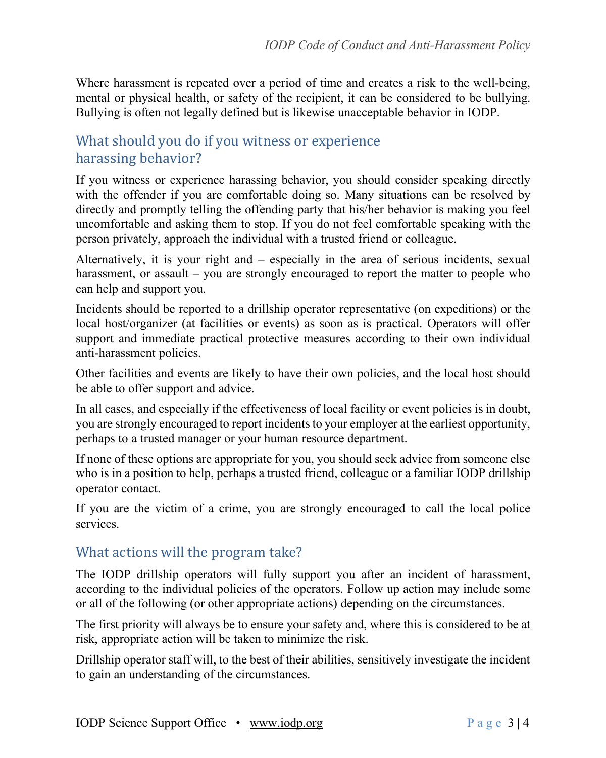Where harassment is repeated over a period of time and creates a risk to the well-being, mental or physical health, or safety of the recipient, it can be considered to be bullying. Bullying is often not legally defined but is likewise unacceptable behavior in IODP.

## What should you do if you witness or experience harassing behavior?

If you witness or experience harassing behavior, you should consider speaking directly with the offender if you are comfortable doing so. Many situations can be resolved by directly and promptly telling the offending party that his/her behavior is making you feel uncomfortable and asking them to stop. If you do not feel comfortable speaking with the person privately, approach the individual with a trusted friend or colleague.

Alternatively, it is your right and – especially in the area of serious incidents, sexual harassment, or assault – you are strongly encouraged to report the matter to people who can help and support you.

Incidents should be reported to a drillship operator representative (on expeditions) or the local host/organizer (at facilities or events) as soon as is practical. Operators will offer support and immediate practical protective measures according to their own individual anti-harassment policies.

Other facilities and events are likely to have their own policies, and the local host should be able to offer support and advice.

In all cases, and especially if the effectiveness of local facility or event policies is in doubt, you are strongly encouraged to report incidents to your employer at the earliest opportunity, perhaps to a trusted manager or your human resource department.

If none of these options are appropriate for you, you should seek advice from someone else who is in a position to help, perhaps a trusted friend, colleague or a familiar IODP drillship operator contact.

If you are the victim of a crime, you are strongly encouraged to call the local police services.

## What actions will the program take?

The IODP drillship operators will fully support you after an incident of harassment, according to the individual policies of the operators. Follow up action may include some or all of the following (or other appropriate actions) depending on the circumstances.

The first priority will always be to ensure your safety and, where this is considered to be at risk, appropriate action will be taken to minimize the risk.

Drillship operator staff will, to the best of their abilities, sensitively investigate the incident to gain an understanding of the circumstances.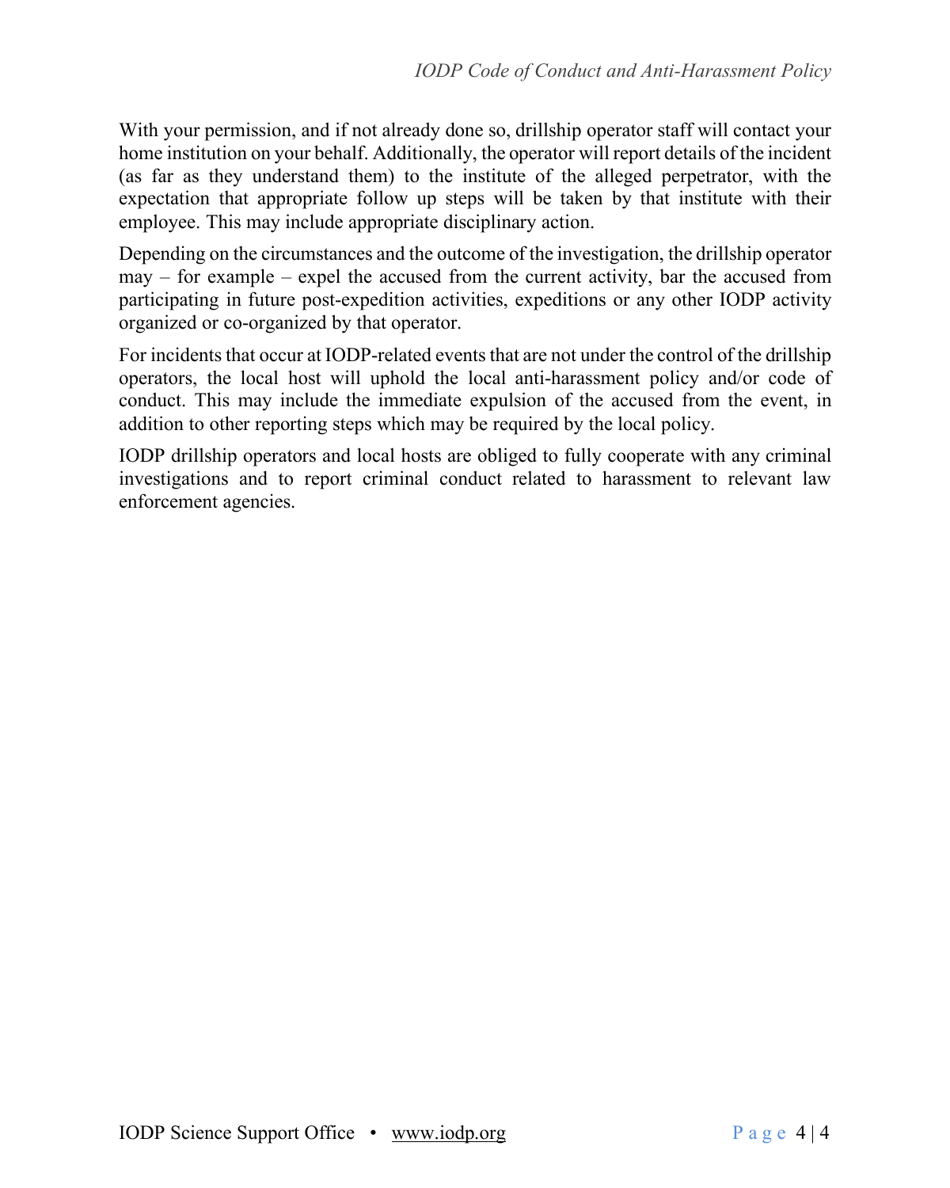With your permission, and if not already done so, drillship operator staff will contact your home institution on your behalf. Additionally, the operator will report details of the incident (as far as they understand them) to the institute of the alleged perpetrator, with the expectation that appropriate follow up steps will be taken by that institute with their employee. This may include appropriate disciplinary action.

Depending on the circumstances and the outcome of the investigation, the drillship operator may – for example – expel the accused from the current activity, bar the accused from participating in future post-expedition activities, expeditions or any other IODP activity organized or co-organized by that operator.

For incidents that occur at IODP-related events that are not under the control of the drillship operators, the local host will uphold the local anti-harassment policy and/or code of conduct. This may include the immediate expulsion of the accused from the event, in addition to other reporting steps which may be required by the local policy.

IODP drillship operators and local hosts are obliged to fully cooperate with any criminal investigations and to report criminal conduct related to harassment to relevant law enforcement agencies.